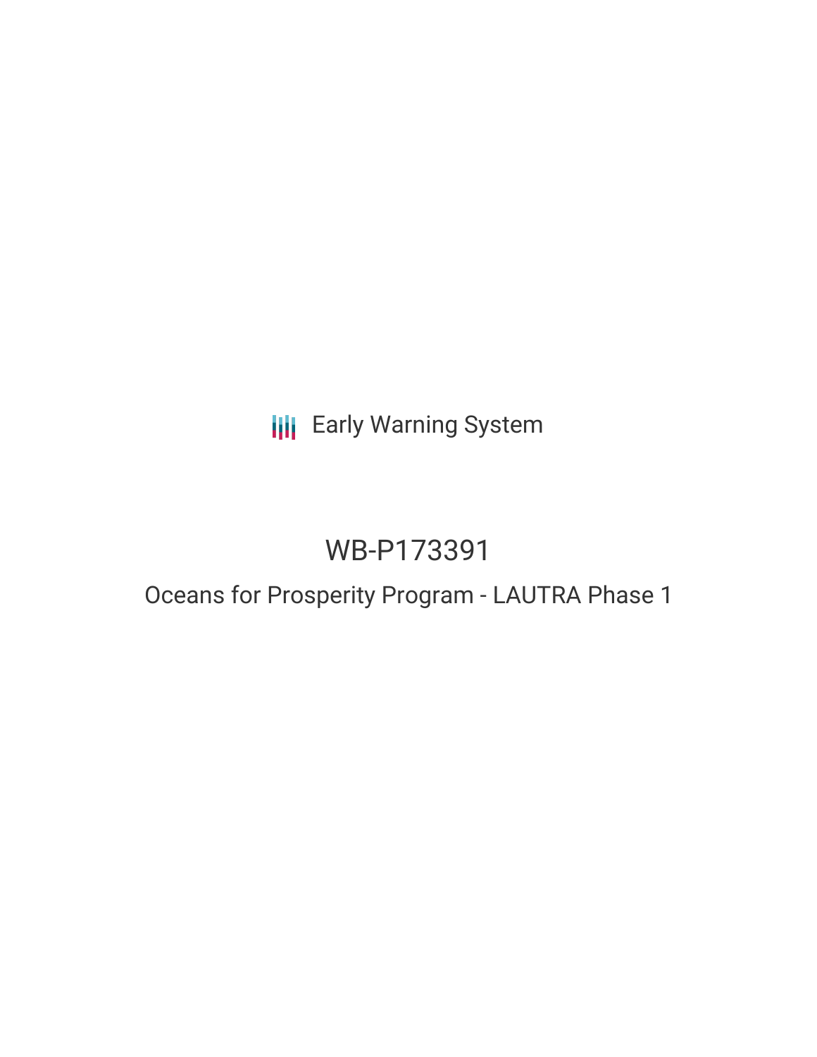Early Warning System

# WB-P173391

## Oceans for Prosperity Program - LAUTRA Phase 1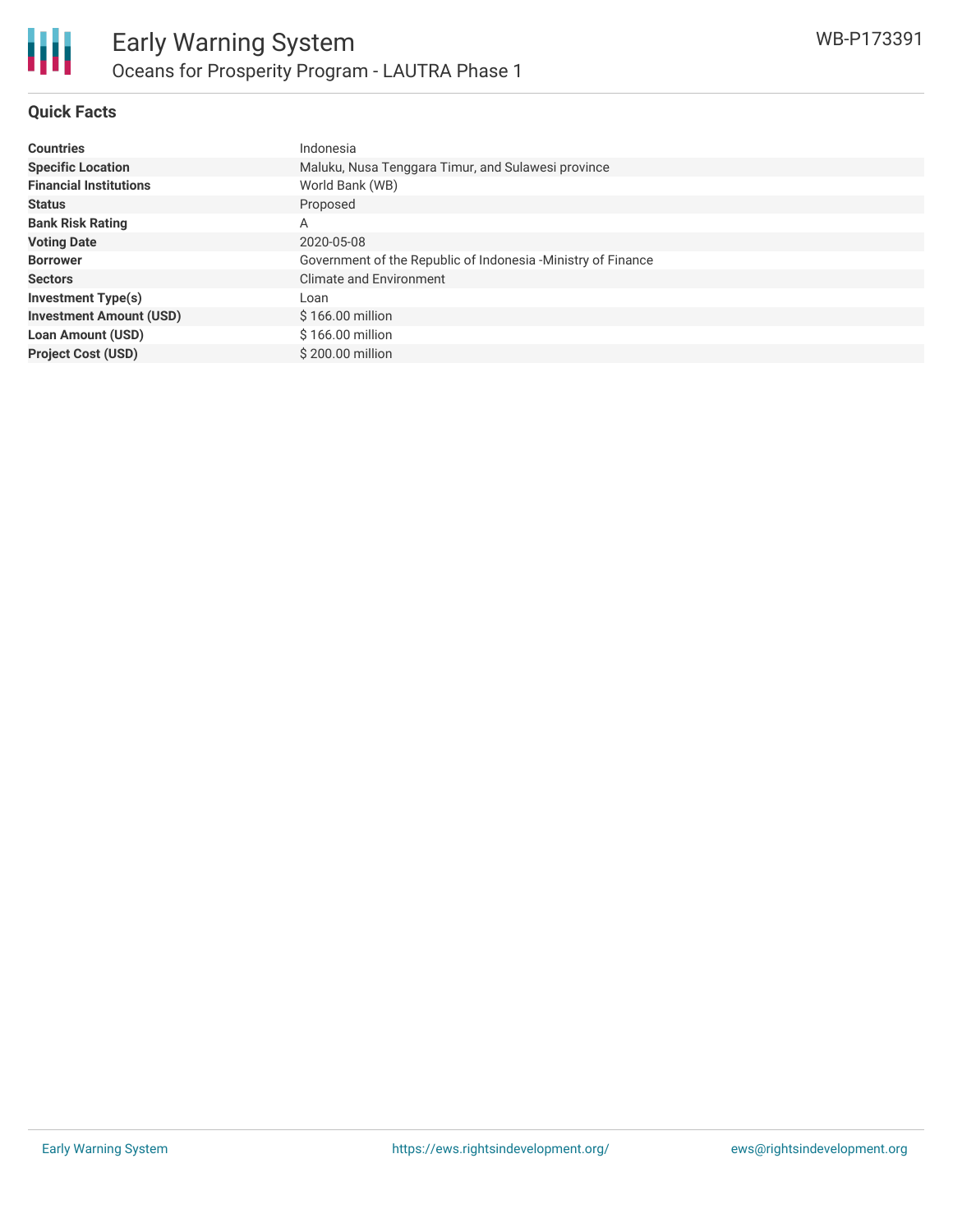## Quick Facts

| | |
|---|---|
| **Countries** | Indonesia |
| **Specific Location** | Maluku, Nusa Tenggara Timur, and Sulawesi province |
| **Financial Institutions** | World Bank (WB) |
| **Status** | Proposed |
| **Bank Risk Rating** | A |
| **Voting Date** | 2020-05-08 |
| **Borrower** | Government of the Republic of Indonesia -Ministry of Finance |
| **Sectors** | Climate and Environment |
| **Investment Type(s)** | Loan |
| **Investment Amount (USD)** | $ 166.00 million |
| **Loan Amount (USD)** | $ 166.00 million |
| **Project Cost (USD)** | $ 200.00 million |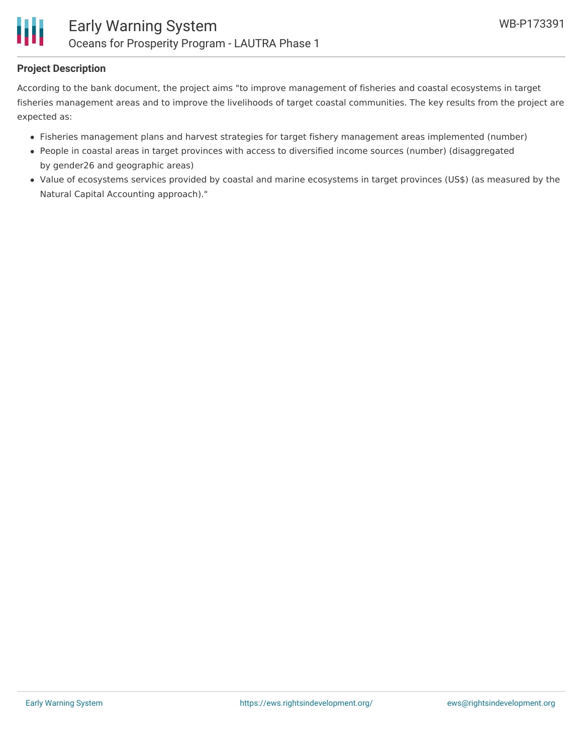**Project Description**

According to the bank document, the project aims "to improve management of fisheries and coastal ecosystems in target fisheries management areas and to improve the livelihoods of target coastal communities. The key results from the project are expected as:

- Fisheries management plans and harvest strategies for target fishery management areas implemented (number)
- People in coastal areas in target provinces with access to diversified income sources (number) (disaggregated by gender26 and geographic areas)
- Value of ecosystems services provided by coastal and marine ecosystems in target provinces (US$) (as measured by the Natural Capital Accounting approach)."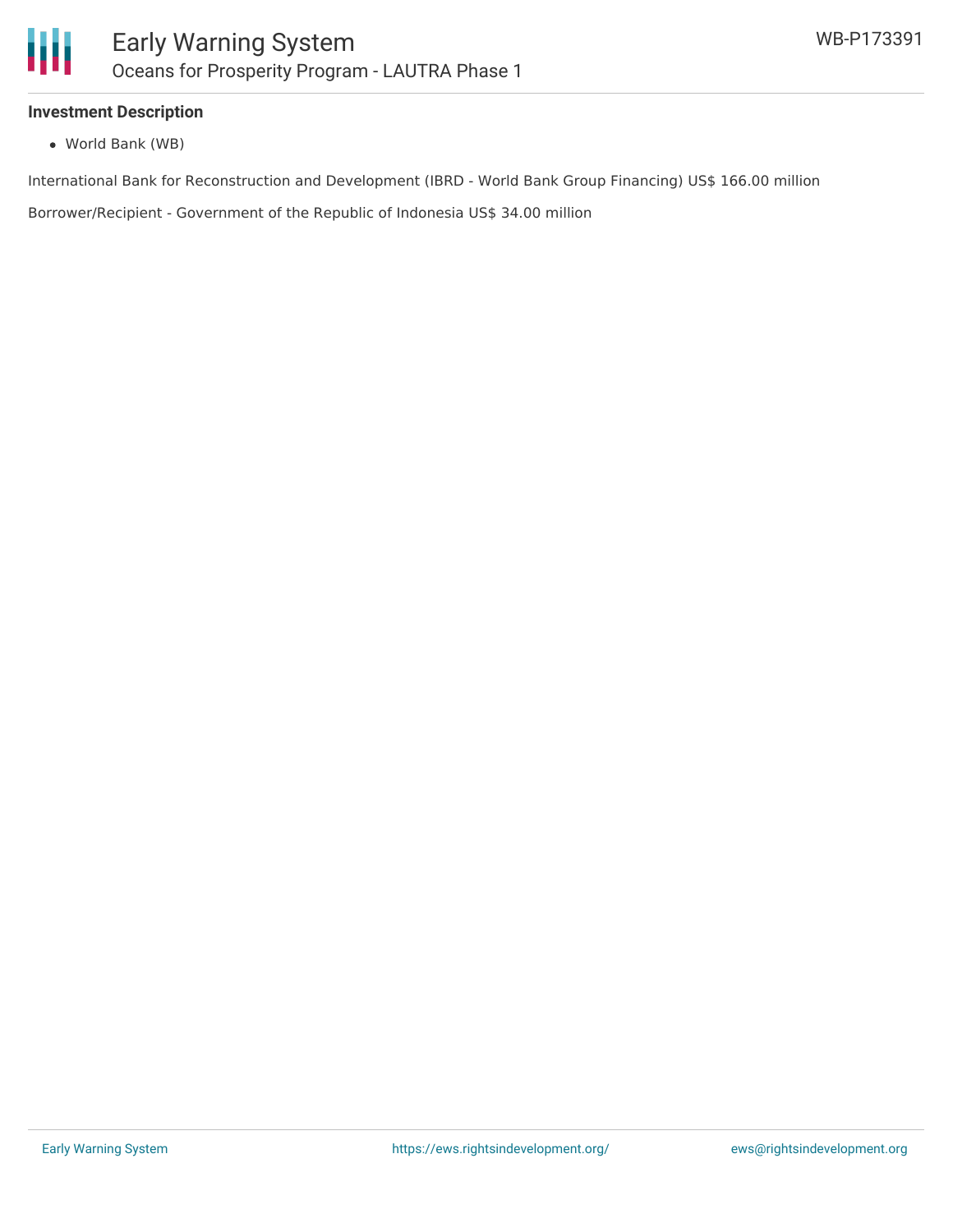**Investment Description**

- World Bank (WB)

International Bank for Reconstruction and Development (IBRD - World Bank Group Financing) US$ 166.00 million

Borrower/Recipient - Government of the Republic of Indonesia US$ 34.00 million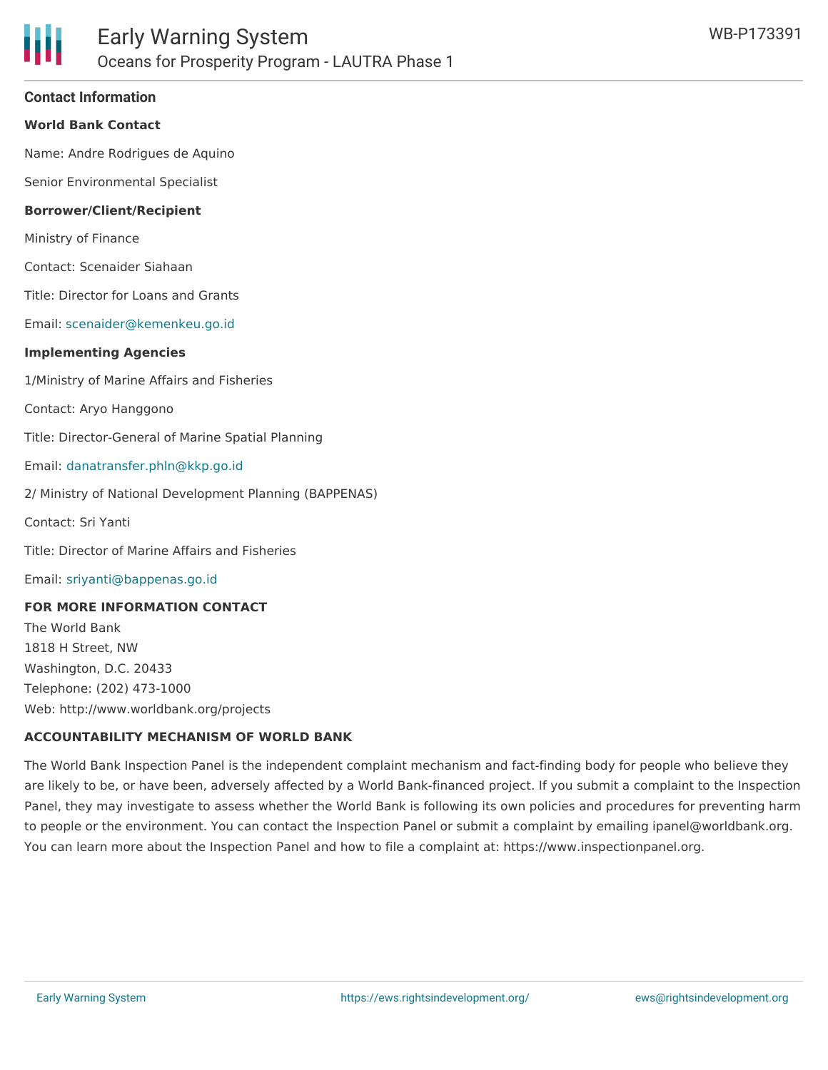## Contact Information

**World Bank Contact**

Name: Andre Rodrigues de Aquino

Senior Environmental Specialist

**Borrower/Client/Recipient**

Ministry of Finance

Contact: Scenaider Siahaan

Title: Director for Loans and Grants

Email: scenaider@kemenkeu.go.id

**Implementing Agencies**

1/Ministry of Marine Affairs and Fisheries

Contact: Aryo Hanggono

Title: Director-General of Marine Spatial Planning

Email: danatransfer.phln@kkp.go.id

2/ Ministry of National Development Planning (BAPPENAS)

Contact: Sri Yanti

Title: Director of Marine Affairs and Fisheries

Email: sriyanti@bappenas.go.id

**FOR MORE INFORMATION CONTACT**

The World Bank
1818 H Street, NW
Washington, D.C. 20433
Telephone: (202) 473-1000
Web: http://www.worldbank.org/projects

**ACCOUNTABILITY MECHANISM OF WORLD BANK**

The World Bank Inspection Panel is the independent complaint mechanism and fact-finding body for people who believe they are likely to be, or have been, adversely affected by a World Bank-financed project. If you submit a complaint to the Inspection Panel, they may investigate to assess whether the World Bank is following its own policies and procedures for preventing harm to people or the environment. You can contact the Inspection Panel or submit a complaint by emailing ipanel@worldbank.org. You can learn more about the Inspection Panel and how to file a complaint at: https://www.inspectionpanel.org.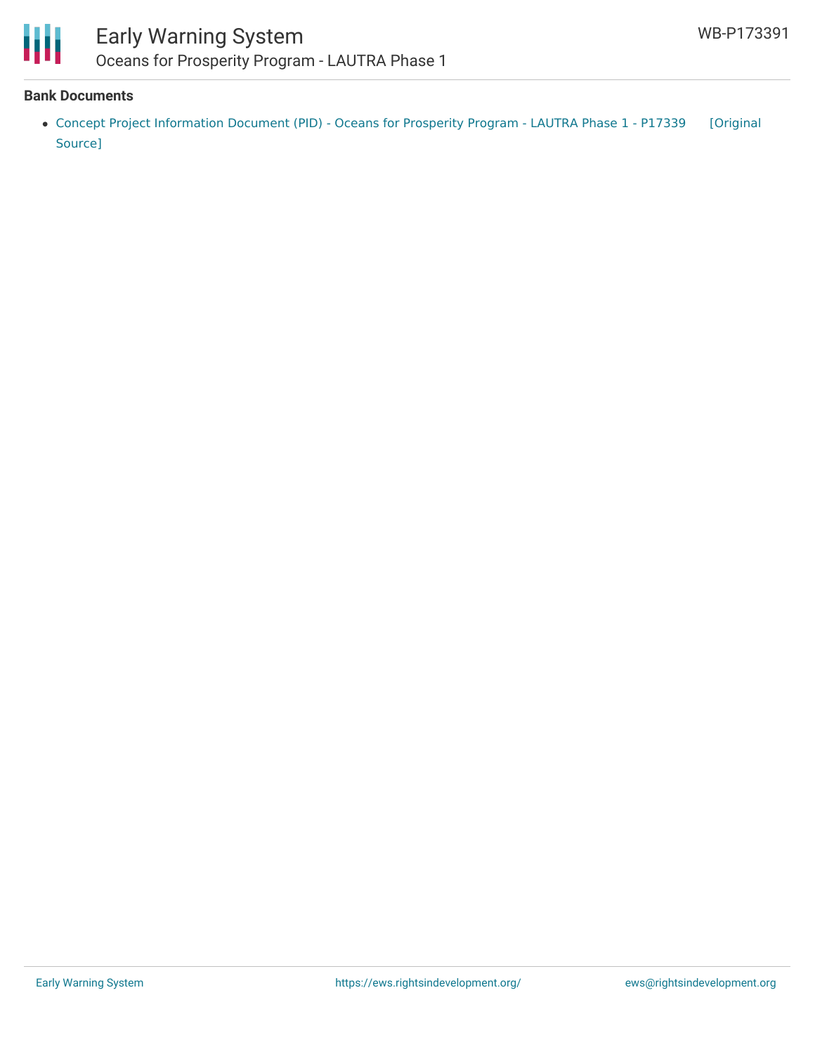## Bank Documents

- Concept Project Information Document (PID) - Oceans for Prosperity Program - LAUTRA Phase 1 - P17339 [Original Source]